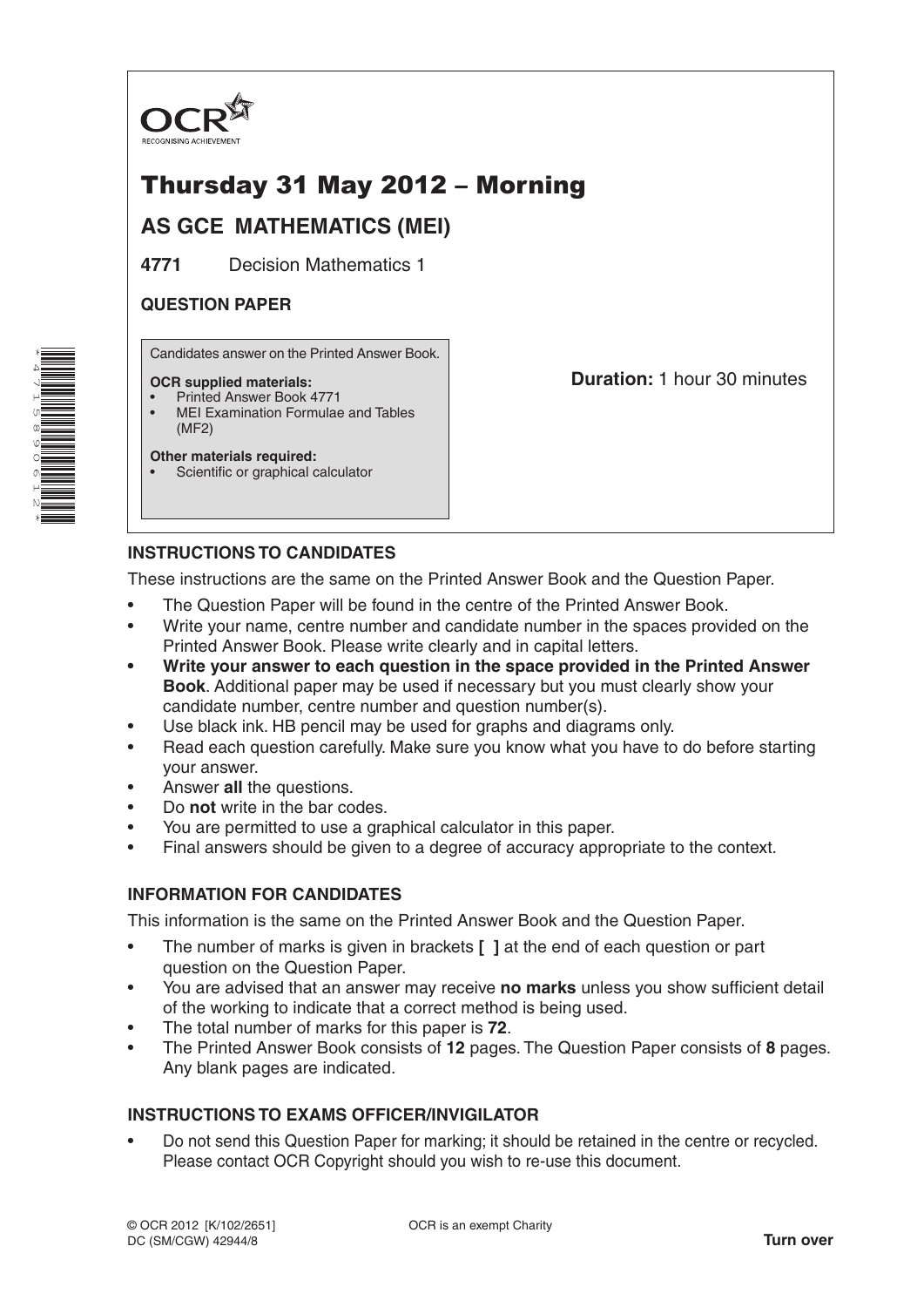OCR
RECOGNISING ACHIEVEMENT

# Thursday 31 May 2012 – Morning

## AS GCE MATHEMATICS (MEI)

**4771** Decision Mathematics 1

**QUESTION PAPER**

Candidates answer on the Printed Answer Book.

**OCR supplied materials:**
- Printed Answer Book 4771
- MEI Examination Formulae and Tables (MF2)

**Other materials required:**
- Scientific or graphical calculator

**Duration:** 1 hour 30 minutes

### INSTRUCTIONS TO CANDIDATES

These instructions are the same on the Printed Answer Book and the Question Paper.

- The Question Paper will be found in the centre of the Printed Answer Book.
- Write your name, centre number and candidate number in the spaces provided on the Printed Answer Book. Please write clearly and in capital letters.
- **Write your answer to each question in the space provided in the Printed Answer Book**. Additional paper may be used if necessary but you must clearly show your candidate number, centre number and question number(s).
- Use black ink. HB pencil may be used for graphs and diagrams only.
- Read each question carefully. Make sure you know what you have to do before starting your answer.
- Answer **all** the questions.
- Do **not** write in the bar codes.
- You are permitted to use a graphical calculator in this paper.
- Final answers should be given to a degree of accuracy appropriate to the context.

### INFORMATION FOR CANDIDATES

This information is the same on the Printed Answer Book and the Question Paper.

- The number of marks is given in brackets **[ ]** at the end of each question or part question on the Question Paper.
- You are advised that an answer may receive **no marks** unless you show sufficient detail of the working to indicate that a correct method is being used.
- The total number of marks for this paper is **72**.
- The Printed Answer Book consists of **12** pages. The Question Paper consists of **8** pages. Any blank pages are indicated.

### INSTRUCTIONS TO EXAMS OFFICER/INVIGILATOR

- Do not send this Question Paper for marking; it should be retained in the centre or recycled. Please contact OCR Copyright should you wish to re-use this document.

© OCR 2012 [K/102/2651]
DC (SM/CGW) 42944/8

OCR is an exempt Charity

**Turn over**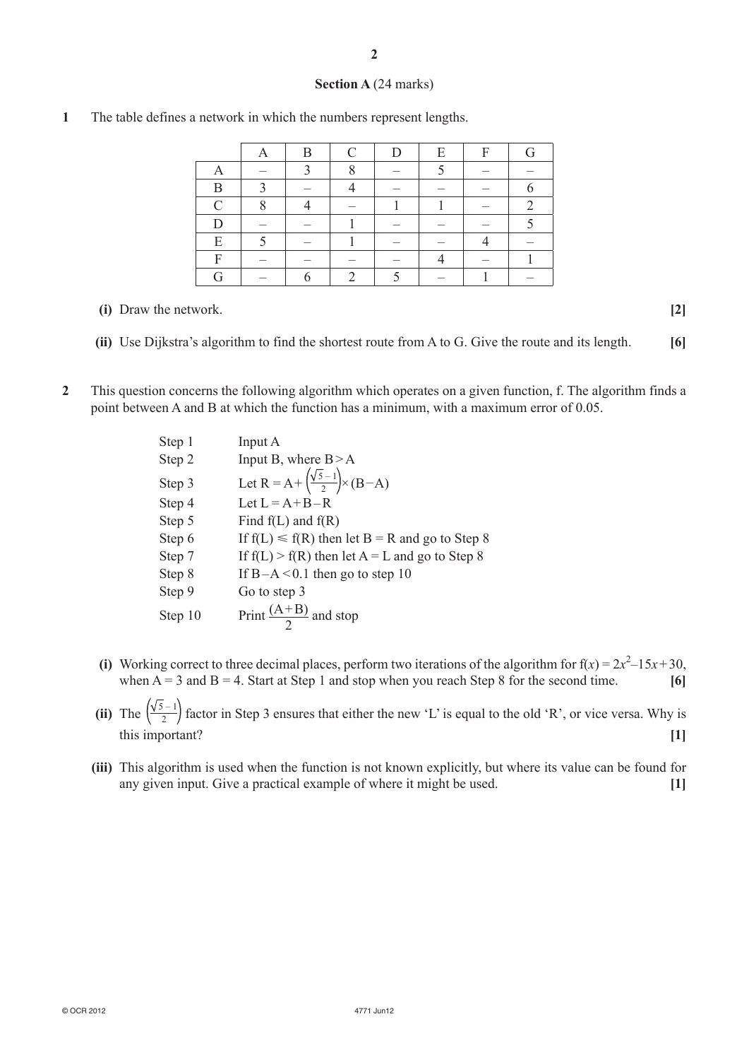**Section A** (24 marks)

**1** The table defines a network in which the numbers represent lengths.

| | A | B | C | D | E | F | G |
|---|---|---|---|---|---|---|---|
| A | – | 3 | 8 | – | 5 | – | – |
| B | 3 | – | 4 | – | – | – | 6 |
| C | 8 | 4 | – | 1 | 1 | – | 2 |
| D | – | – | 1 | – | – | – | 5 |
| E | 5 | – | 1 | – | – | 4 | – |
| F | – | – | – | – | 4 | – | 1 |
| G | – | 6 | 2 | 5 | – | 1 | – |

**(i)** Draw the network. **[2]**

**(ii)** Use Dijkstra's algorithm to find the shortest route from A to G. Give the route and its length. **[6]**

**2** This question concerns the following algorithm which operates on a given function, f. The algorithm finds a point between A and B at which the function has a minimum, with a maximum error of 0.05.

Step 1 Input A

Step 2 Input B, where B > A

Step 3 Let $R = A + \left(\frac{\sqrt{5}-1}{2}\right) \times (B - A)$

Step 4 Let $L = A + B - R$

Step 5 Find f(L) and f(R)

Step 6 If $f(L) \leqslant f(R)$ then let B = R and go to Step 8

Step 7 If $f(L) > f(R)$ then let A = L and go to Step 8

Step 8 If $B - A < 0.1$ then go to step 10

Step 9 Go to step 3

Step 10 Print $\frac{(A+B)}{2}$ and stop

**(i)** Working correct to three decimal places, perform two iterations of the algorithm for $f(x) = 2x^2 - 15x + 30$, when A = 3 and B = 4. Start at Step 1 and stop when you reach Step 8 for the second time. **[6]**

**(ii)** The $\left(\frac{\sqrt{5}-1}{2}\right)$ factor in Step 3 ensures that either the new 'L' is equal to the old 'R', or vice versa. Why is this important? **[1]**

**(iii)** This algorithm is used when the function is not known explicitly, but where its value can be found for any given input. Give a practical example of where it might be used. **[1]**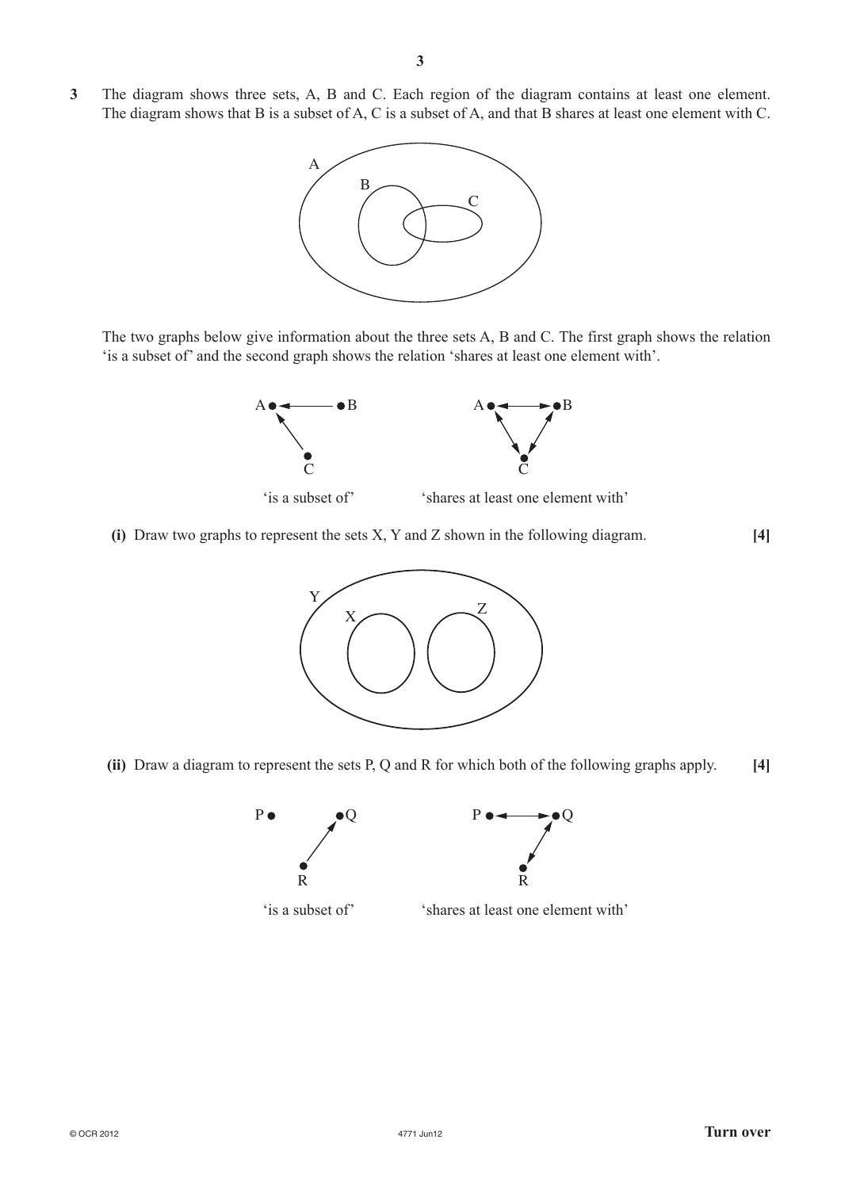**3** The diagram shows three sets, A, B and C. Each region of the diagram contains at least one element. The diagram shows that B is a subset of A, C is a subset of A, and that B shares at least one element with C.

The two graphs below give information about the three sets A, B and C. The first graph shows the relation 'is a subset of' and the second graph shows the relation 'shares at least one element with'.

'is a subset of' 'shares at least one element with'

**(i)** Draw two graphs to represent the sets X, Y and Z shown in the following diagram. **[4]**

**(ii)** Draw a diagram to represent the sets P, Q and R for which both of the following graphs apply. **[4]**

'is a subset of' 'shares at least one element with'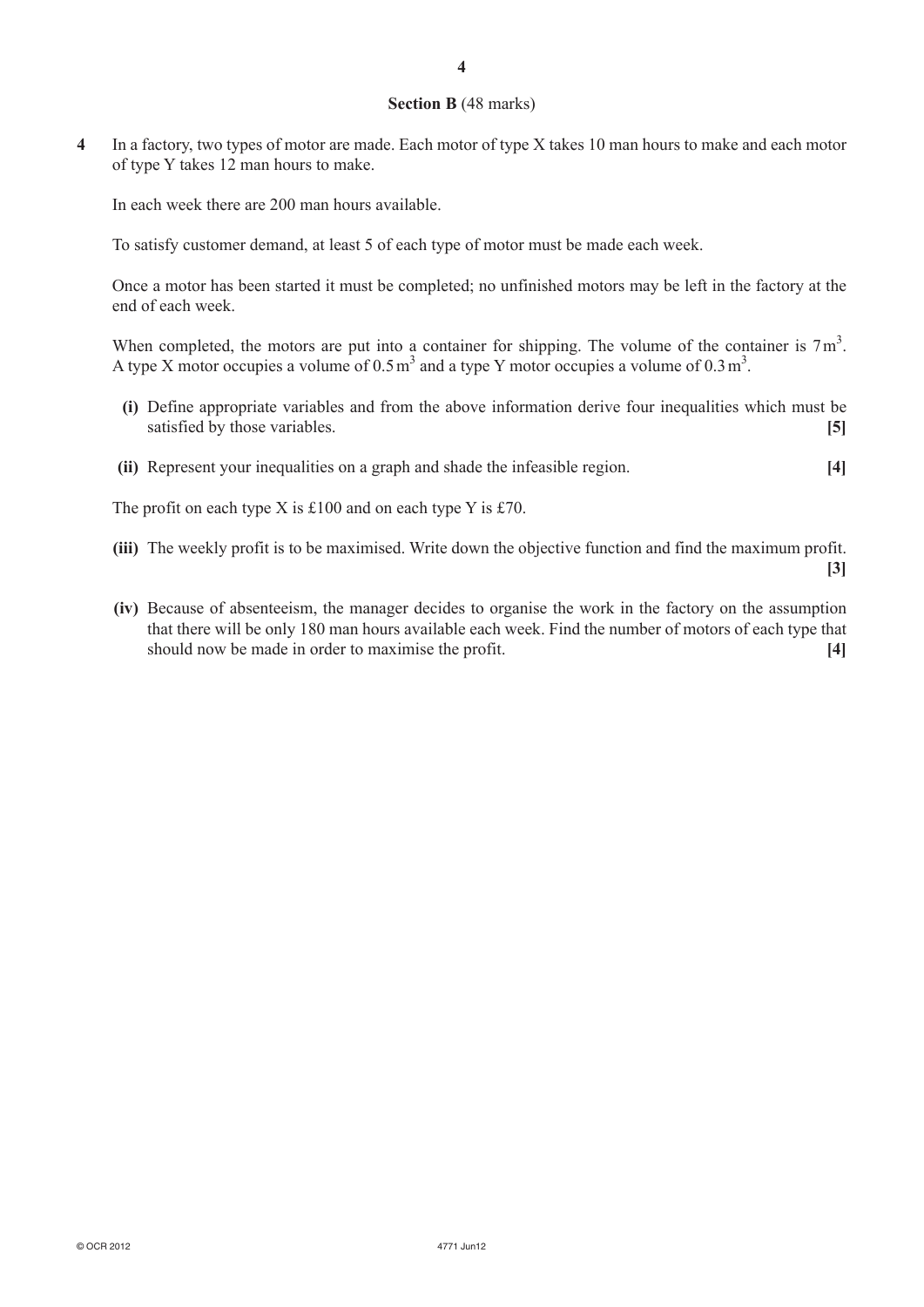## Section B (48 marks)

**4** In a factory, two types of motor are made. Each motor of type X takes 10 man hours to make and each motor of type Y takes 12 man hours to make.

In each week there are 200 man hours available.

To satisfy customer demand, at least 5 of each type of motor must be made each week.

Once a motor has been started it must be completed; no unfinished motors may be left in the factory at the end of each week.

When completed, the motors are put into a container for shipping. The volume of the container is $7\,\text{m}^3$. A type X motor occupies a volume of $0.5\,\text{m}^3$ and a type Y motor occupies a volume of $0.3\,\text{m}^3$.

**(i)** Define appropriate variables and from the above information derive four inequalities which must be satisfied by those variables. **[5]**

**(ii)** Represent your inequalities on a graph and shade the infeasible region. **[4]**

The profit on each type X is £100 and on each type Y is £70.

**(iii)** The weekly profit is to be maximised. Write down the objective function and find the maximum profit. **[3]**

**(iv)** Because of absenteeism, the manager decides to organise the work in the factory on the assumption that there will be only 180 man hours available each week. Find the number of motors of each type that should now be made in order to maximise the profit. **[4]**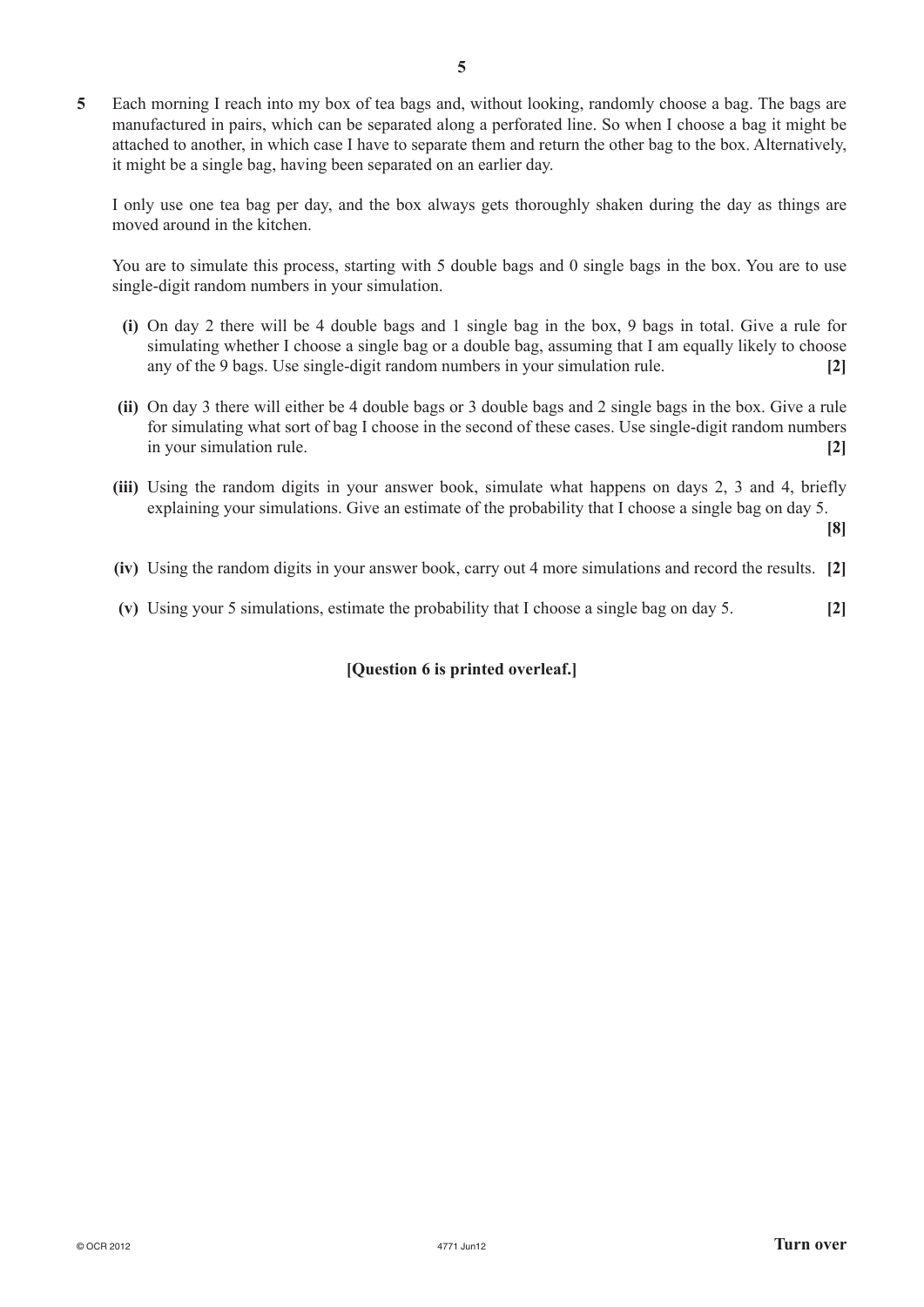**5** Each morning I reach into my box of tea bags and, without looking, randomly choose a bag. The bags are manufactured in pairs, which can be separated along a perforated line. So when I choose a bag it might be attached to another, in which case I have to separate them and return the other bag to the box. Alternatively, it might be a single bag, having been separated on an earlier day.

I only use one tea bag per day, and the box always gets thoroughly shaken during the day as things are moved around in the kitchen.

You are to simulate this process, starting with 5 double bags and 0 single bags in the box. You are to use single-digit random numbers in your simulation.

**(i)** On day 2 there will be 4 double bags and 1 single bag in the box, 9 bags in total. Give a rule for simulating whether I choose a single bag or a double bag, assuming that I am equally likely to choose any of the 9 bags. Use single-digit random numbers in your simulation rule. **[2]**

**(ii)** On day 3 there will either be 4 double bags or 3 double bags and 2 single bags in the box. Give a rule for simulating what sort of bag I choose in the second of these cases. Use single-digit random numbers in your simulation rule. **[2]**

**(iii)** Using the random digits in your answer book, simulate what happens on days 2, 3 and 4, briefly explaining your simulations. Give an estimate of the probability that I choose a single bag on day 5. **[8]**

**(iv)** Using the random digits in your answer book, carry out 4 more simulations and record the results. **[2]**

**(v)** Using your 5 simulations, estimate the probability that I choose a single bag on day 5. **[2]**

**[Question 6 is printed overleaf.]**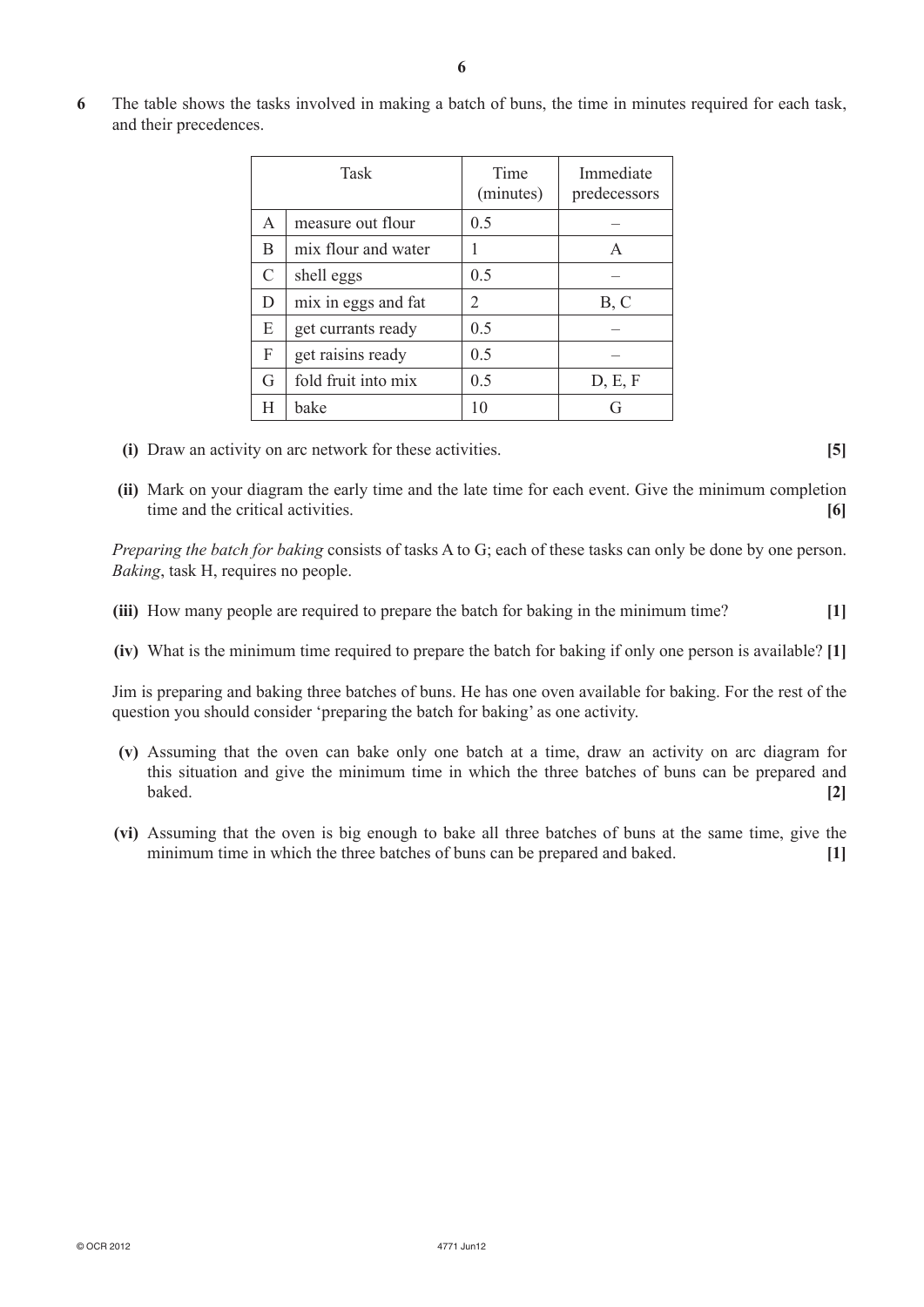**6** The table shows the tasks involved in making a batch of buns, the time in minutes required for each task, and their precedences.

| Task | | Time (minutes) | Immediate predecessors |
|---|---|---|---|
| A | measure out flour | 0.5 | – |
| B | mix flour and water | 1 | A |
| C | shell eggs | 0.5 | – |
| D | mix in eggs and fat | 2 | B, C |
| E | get currants ready | 0.5 | – |
| F | get raisins ready | 0.5 | – |
| G | fold fruit into mix | 0.5 | D, E, F |
| H | bake | 10 | G |

**(i)** Draw an activity on arc network for these activities. **[5]**

**(ii)** Mark on your diagram the early time and the late time for each event. Give the minimum completion time and the critical activities. **[6]**

*Preparing the batch for baking* consists of tasks A to G; each of these tasks can only be done by one person. *Baking*, task H, requires no people.

**(iii)** How many people are required to prepare the batch for baking in the minimum time? **[1]**

**(iv)** What is the minimum time required to prepare the batch for baking if only one person is available? **[1]**

Jim is preparing and baking three batches of buns. He has one oven available for baking. For the rest of the question you should consider 'preparing the batch for baking' as one activity.

**(v)** Assuming that the oven can bake only one batch at a time, draw an activity on arc diagram for this situation and give the minimum time in which the three batches of buns can be prepared and baked. **[2]**

**(vi)** Assuming that the oven is big enough to bake all three batches of buns at the same time, give the minimum time in which the three batches of buns can be prepared and baked. **[1]**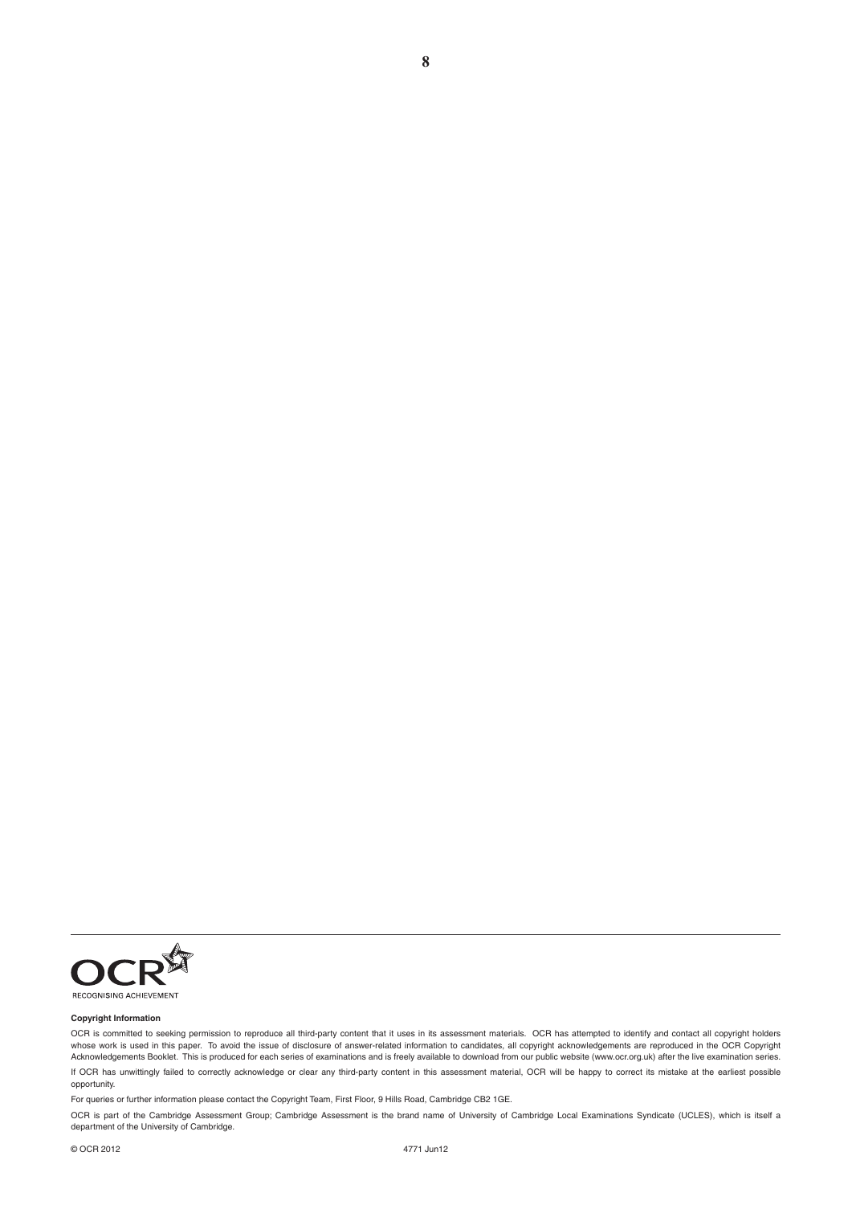RECOGNISING ACHIEVEMENT

**Copyright Information**

OCR is committed to seeking permission to reproduce all third-party content that it uses in its assessment materials. OCR has attempted to identify and contact all copyright holders whose work is used in this paper. To avoid the issue of disclosure of answer-related information to candidates, all copyright acknowledgements are reproduced in the OCR Copyright Acknowledgements Booklet. This is produced for each series of examinations and is freely available to download from our public website (www.ocr.org.uk) after the live examination series.

If OCR has unwittingly failed to correctly acknowledge or clear any third-party content in this assessment material, OCR will be happy to correct its mistake at the earliest possible opportunity.

For queries or further information please contact the Copyright Team, First Floor, 9 Hills Road, Cambridge CB2 1GE.

OCR is part of the Cambridge Assessment Group; Cambridge Assessment is the brand name of University of Cambridge Local Examinations Syndicate (UCLES), which is itself a department of the University of Cambridge.

© OCR 2012 4771 Jun12